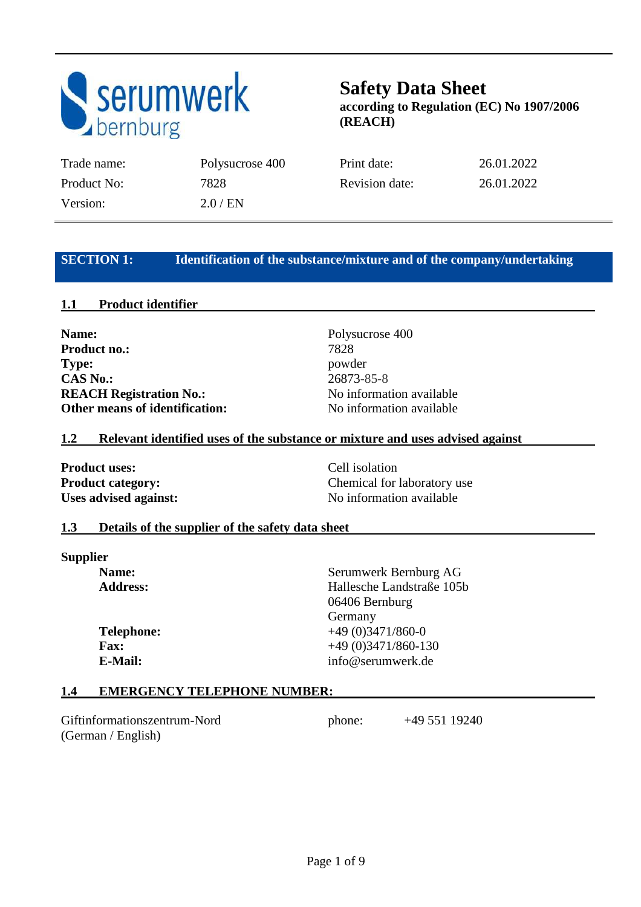serumwerk bernburg

# Safety Data Sheet

**according to Regulation (EC) No 1907/2006 (REACH)**

| Trade name: | Polysucrose 400 | Print date: | 26.01.2022 |
|---|---|---|---|
| Product No: | 7828 | Revision date: | 26.01.2022 |
| Version: | 2.0 / EN | | |

## SECTION 1: Identification of the substance/mixture and of the company/undertaking

### 1.1 Product identifier

**Name:** Polysucrose 400
**Product no.:** 7828
**Type:** powder
**CAS No.:** 26873-85-8
**REACH Registration No.:** No information available
**Other means of identification:** No information available

### 1.2 Relevant identified uses of the substance or mixture and uses advised against

**Product uses:** Cell isolation
**Product category:** Chemical for laboratory use
**Uses advised against:** No information available

### 1.3 Details of the supplier of the safety data sheet

**Supplier**

**Name:** Serumwerk Bernburg AG
**Address:** Hallesche Landstraße 105b
06406 Bernburg
Germany
**Telephone:** +49 (0)3471/860-0
**Fax:** +49 (0)3471/860-130
**E-Mail:** info@serumwerk.de

### 1.4 EMERGENCY TELEPHONE NUMBER:

Giftinformationszentrum-Nord (German / English) phone: +49 551 19240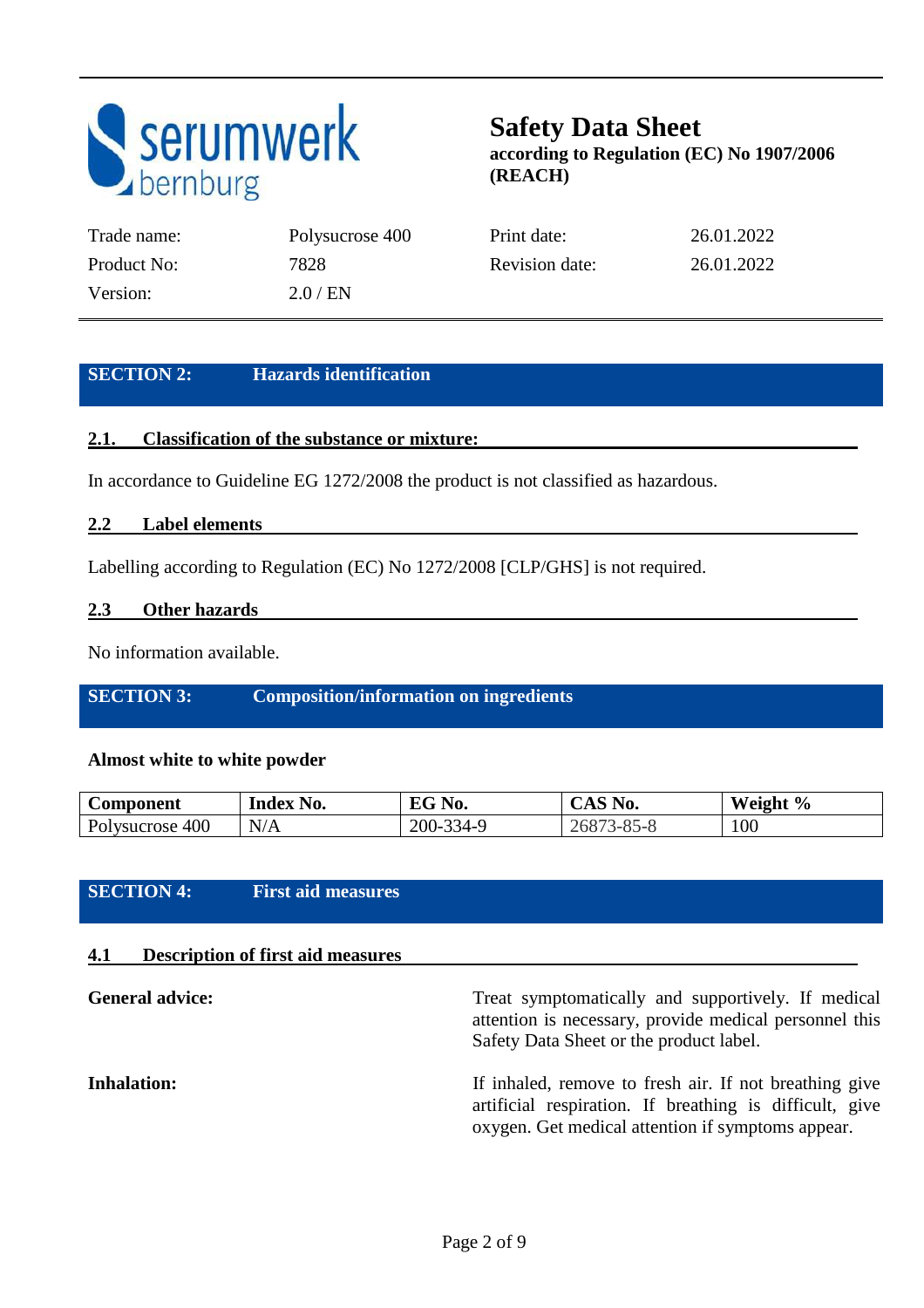**serumwerk bernburg**

# Safety Data Sheet
**according to Regulation (EC) No 1907/2006 (REACH)**

| | | | |
|---|---|---|---|
| Trade name: | Polysucrose 400 | Print date: | 26.01.2022 |
| Product No: | 7828 | Revision date: | 26.01.2022 |
| Version: | 2.0 / EN | | |

## SECTION 2: Hazards identification

### 2.1. Classification of the substance or mixture:

In accordance to Guideline EG 1272/2008 the product is not classified as hazardous.

### 2.2 Label elements

Labelling according to Regulation (EC) No 1272/2008 [CLP/GHS] is not required.

### 2.3 Other hazards

No information available.

## SECTION 3: Composition/information on ingredients

**Almost white to white powder**

| Component | Index No. | EG No. | CAS No. | Weight % |
|---|---|---|---|---|
| Polysucrose 400 | N/A | 200-334-9 | 26873-85-8 | 100 |

## SECTION 4: First aid measures

### 4.1 Description of first aid measures

**General advice:** Treat symptomatically and supportively. If medical attention is necessary, provide medical personnel this Safety Data Sheet or the product label.

**Inhalation:** If inhaled, remove to fresh air. If not breathing give artificial respiration. If breathing is difficult, give oxygen. Get medical attention if symptoms appear.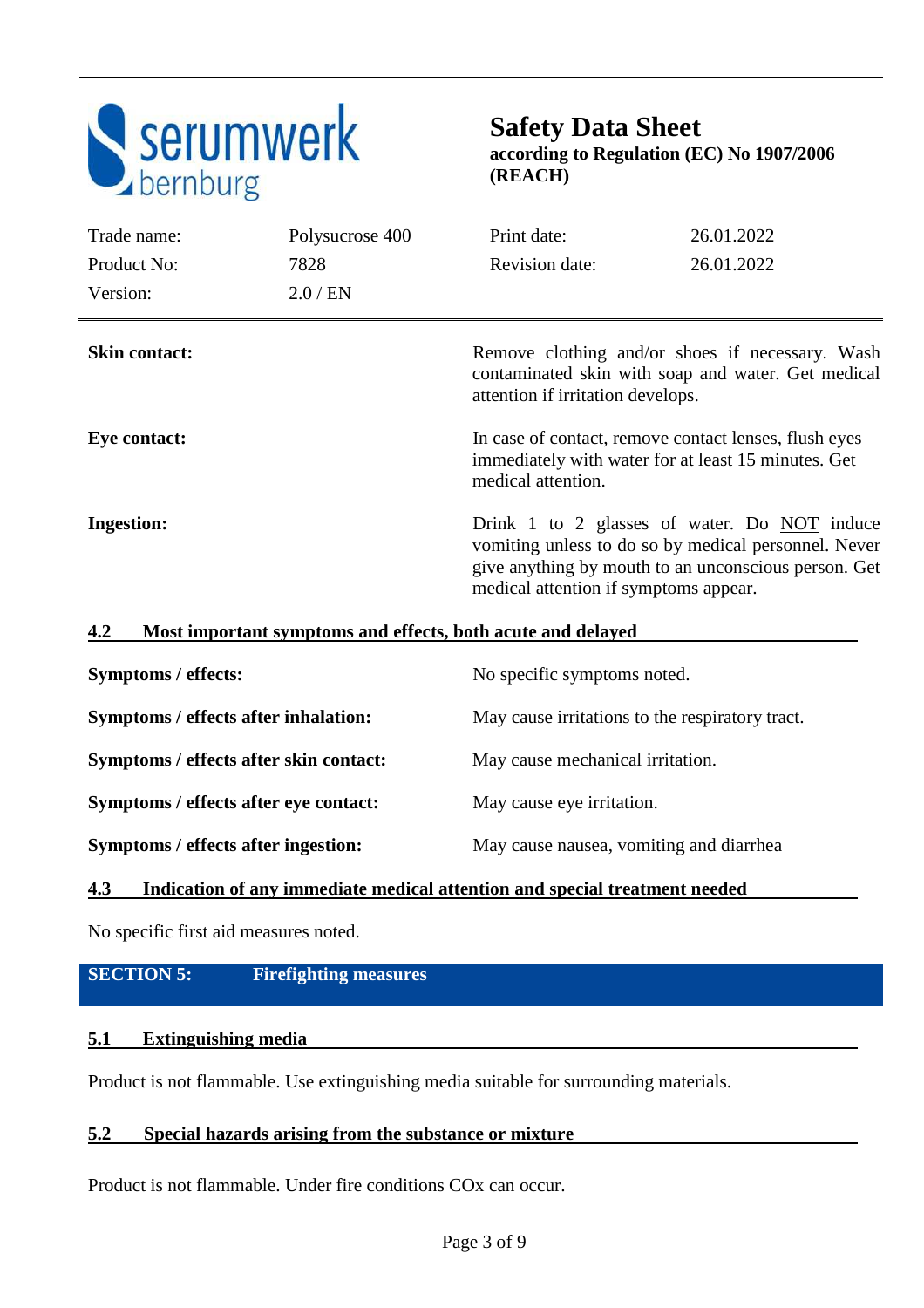**Skin contact:** Remove clothing and/or shoes if necessary. Wash contaminated skin with soap and water. Get medical attention if irritation develops.

**Eye contact:** In case of contact, remove contact lenses, flush eyes immediately with water for at least 15 minutes. Get medical attention.

**Ingestion:** Drink 1 to 2 glasses of water. Do NOT induce vomiting unless to do so by medical personnel. Never give anything by mouth to an unconscious person. Get medical attention if symptoms appear.

### 4.2 Most important symptoms and effects, both acute and delayed

**Symptoms / effects:** No specific symptoms noted.

**Symptoms / effects after inhalation:** May cause irritations to the respiratory tract.

**Symptoms / effects after skin contact:** May cause mechanical irritation.

**Symptoms / effects after eye contact:** May cause eye irritation.

**Symptoms / effects after ingestion:** May cause nausea, vomiting and diarrhea

### 4.3 Indication of any immediate medical attention and special treatment needed

No specific first aid measures noted.

## SECTION 5: Firefighting measures

### 5.1 Extinguishing media

Product is not flammable. Use extinguishing media suitable for surrounding materials.

### 5.2 Special hazards arising from the substance or mixture

Product is not flammable. Under fire conditions COx can occur.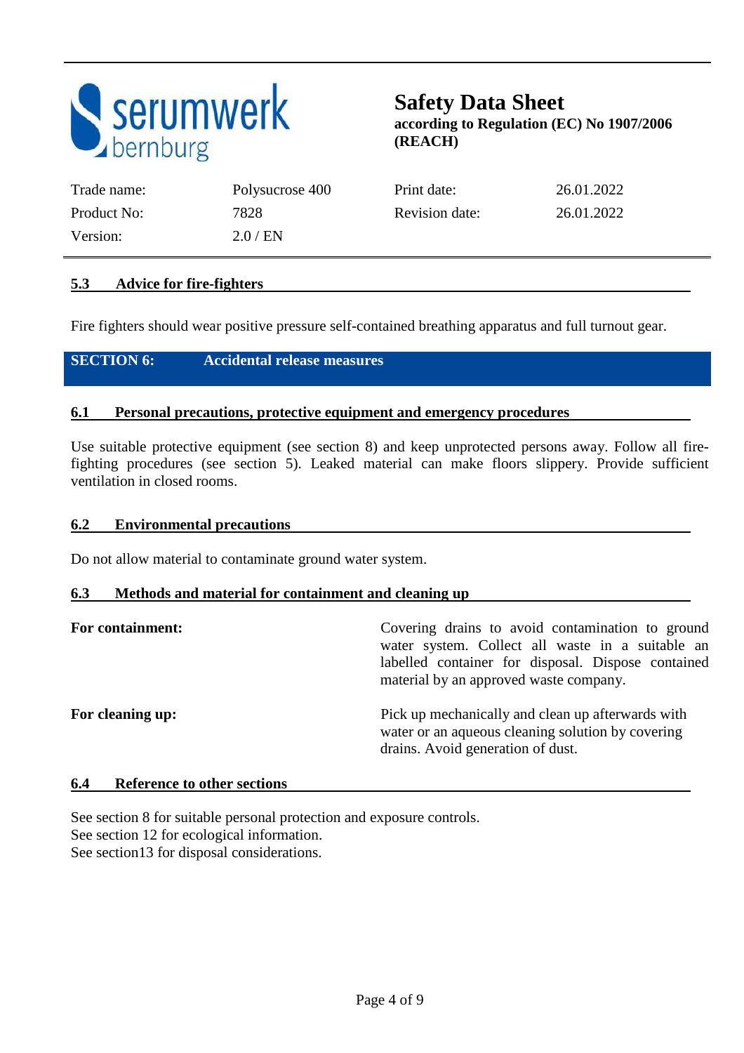### 5.3 Advice for fire-fighters

Fire fighters should wear positive pressure self-contained breathing apparatus and full turnout gear.

## SECTION 6: Accidental release measures

### 6.1 Personal precautions, protective equipment and emergency procedures

Use suitable protective equipment (see section 8) and keep unprotected persons away. Follow all fire-fighting procedures (see section 5). Leaked material can make floors slippery. Provide sufficient ventilation in closed rooms.

### 6.2 Environmental precautions

Do not allow material to contaminate ground water system.

### 6.3 Methods and material for containment and cleaning up

**For containment:** Covering drains to avoid contamination to ground water system. Collect all waste in a suitable an labelled container for disposal. Dispose contained material by an approved waste company.

**For cleaning up:** Pick up mechanically and clean up afterwards with water or an aqueous cleaning solution by covering drains. Avoid generation of dust.

### 6.4 Reference to other sections

See section 8 for suitable personal protection and exposure controls.
See section 12 for ecological information.
See section13 for disposal considerations.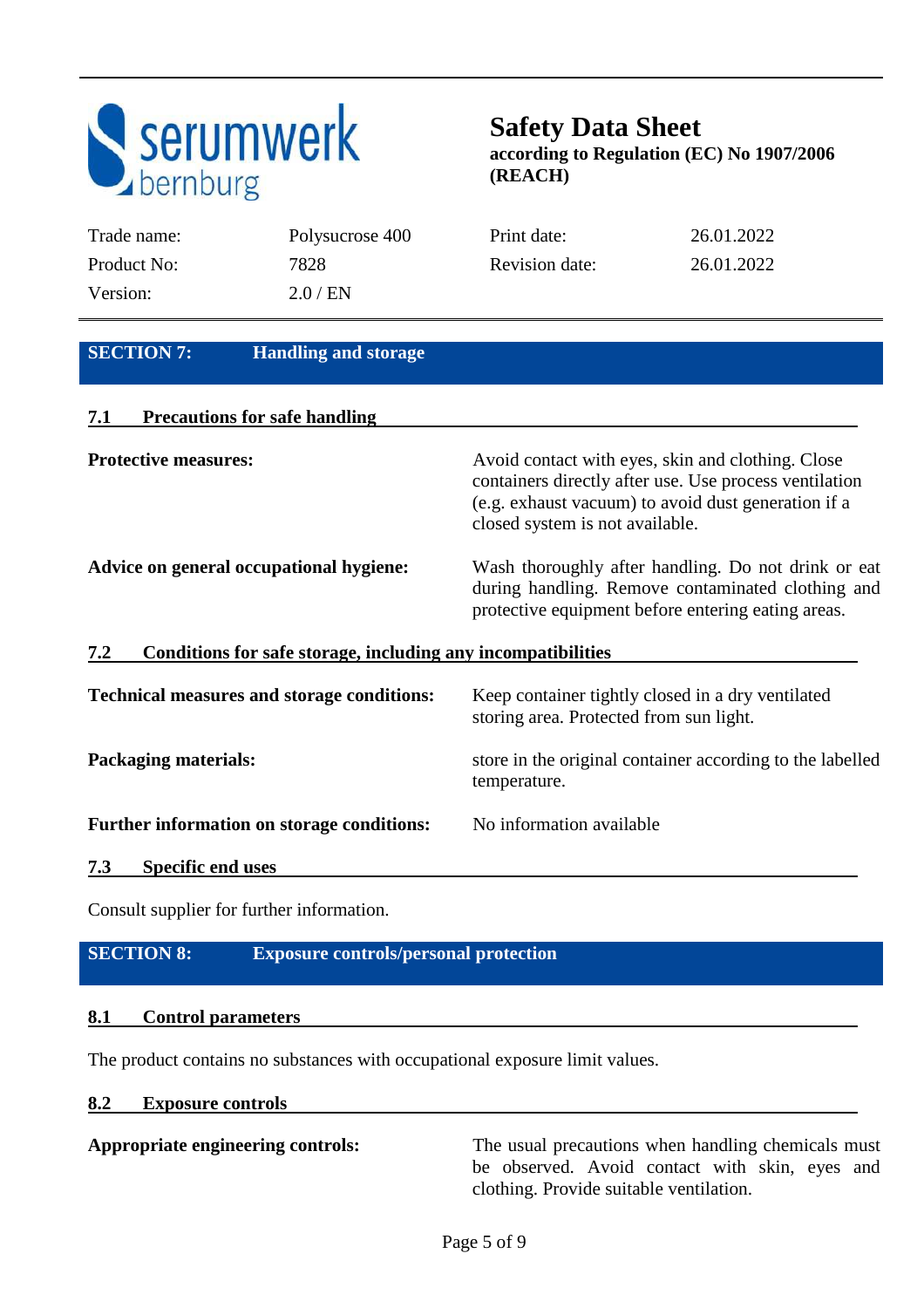## SECTION 7: Handling and storage

### 7.1 Precautions for safe handling

**Protective measures:** Avoid contact with eyes, skin and clothing. Close containers directly after use. Use process ventilation (e.g. exhaust vacuum) to avoid dust generation if a closed system is not available.

**Advice on general occupational hygiene:** Wash thoroughly after handling. Do not drink or eat during handling. Remove contaminated clothing and protective equipment before entering eating areas.

### 7.2 Conditions for safe storage, including any incompatibilities

**Technical measures and storage conditions:** Keep container tightly closed in a dry ventilated storing area. Protected from sun light.

**Packaging materials:** store in the original container according to the labelled temperature.

**Further information on storage conditions:** No information available

### 7.3 Specific end uses

Consult supplier for further information.

## SECTION 8: Exposure controls/personal protection

### 8.1 Control parameters

The product contains no substances with occupational exposure limit values.

### 8.2 Exposure controls

**Appropriate engineering controls:** The usual precautions when handling chemicals must be observed. Avoid contact with skin, eyes and clothing. Provide suitable ventilation.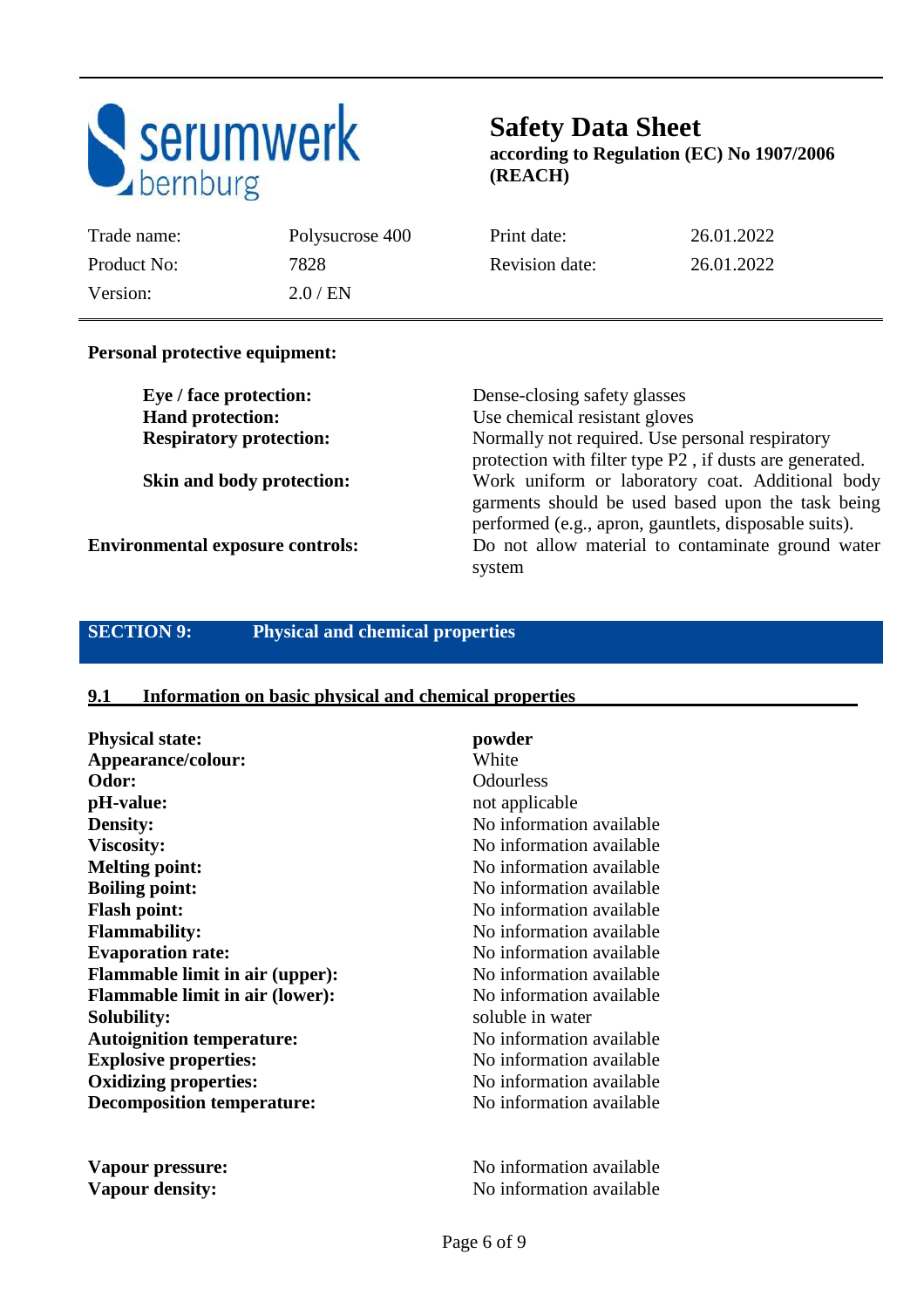**Personal protective equipment:**

| | |
|---|---|
| **Eye / face protection:** | Dense-closing safety glasses |
| **Hand protection:** | Use chemical resistant gloves |
| **Respiratory protection:** | Normally not required. Use personal respiratory protection with filter type P2 , if dusts are generated. |
| **Skin and body protection:** | Work uniform or laboratory coat. Additional body garments should be used based upon the task being performed (e.g., apron, gauntlets, disposable suits). |

**Environmental exposure controls:** Do not allow material to contaminate ground water system

## SECTION 9: Physical and chemical properties

### 9.1 Information on basic physical and chemical properties

| | |
|---|---|
| **Physical state:** | **powder** |
| **Appearance/colour:** | White |
| **Odor:** | Odourless |
| **pH-value:** | not applicable |
| **Density:** | No information available |
| **Viscosity:** | No information available |
| **Melting point:** | No information available |
| **Boiling point:** | No information available |
| **Flash point:** | No information available |
| **Flammability:** | No information available |
| **Evaporation rate:** | No information available |
| **Flammable limit in air (upper):** | No information available |
| **Flammable limit in air (lower):** | No information available |
| **Solubility:** | soluble in water |
| **Autoignition temperature:** | No information available |
| **Explosive properties:** | No information available |
| **Oxidizing properties:** | No information available |
| **Decomposition temperature:** | No information available |
| **Vapour pressure:** | No information available |
| **Vapour density:** | No information available |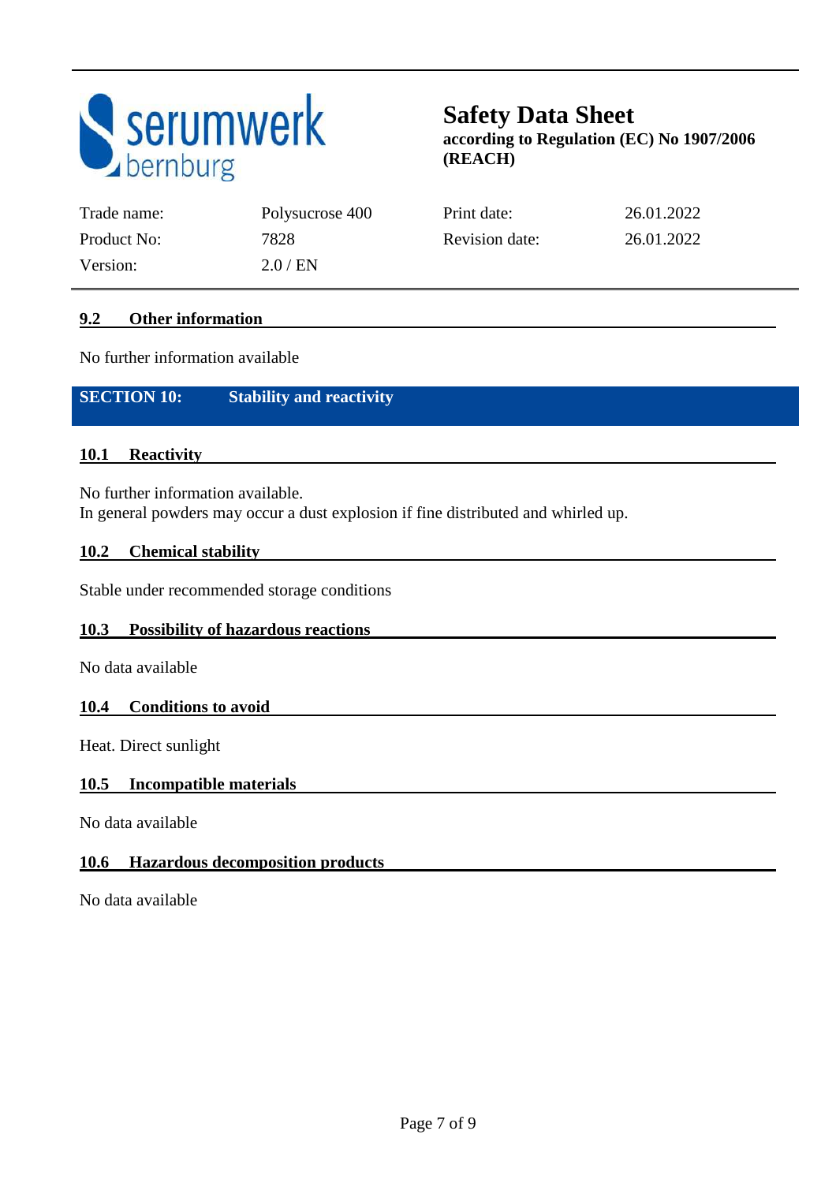### 9.2 Other information

No further information available

## SECTION 10: Stability and reactivity

### 10.1 Reactivity

No further information available.
In general powders may occur a dust explosion if fine distributed and whirled up.

### 10.2 Chemical stability

Stable under recommended storage conditions

### 10.3 Possibility of hazardous reactions

No data available

### 10.4 Conditions to avoid

Heat. Direct sunlight

### 10.5 Incompatible materials

No data available

### 10.6 Hazardous decomposition products

No data available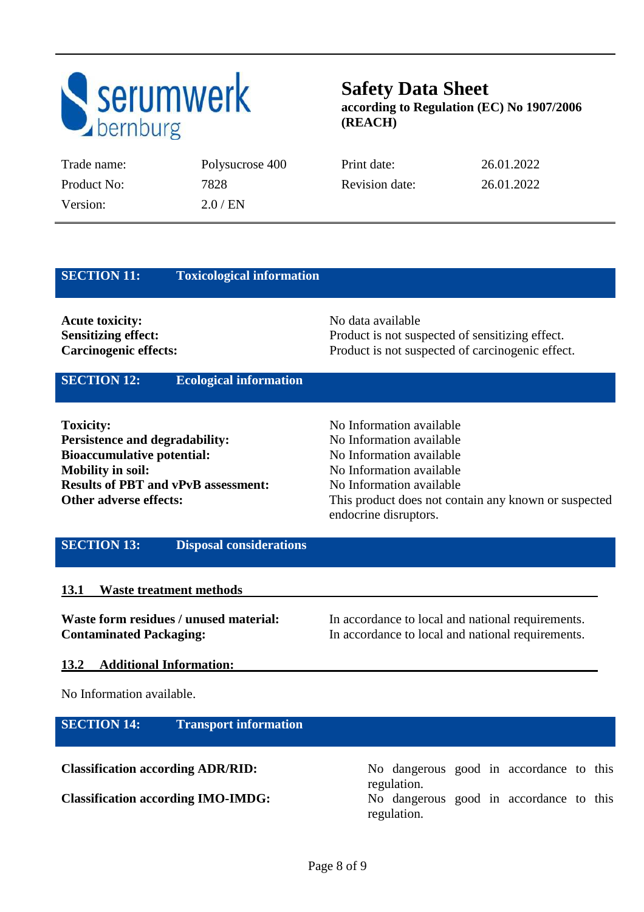## SECTION 11: Toxicological information

| | |
|---|---|
| **Acute toxicity:** | No data available |
| **Sensitizing effect:** | Product is not suspected of sensitizing effect. |
| **Carcinogenic effects:** | Product is not suspected of carcinogenic effect. |

## SECTION 12: Ecological information

| | |
|---|---|
| **Toxicity:** | No Information available |
| **Persistence and degradability:** | No Information available |
| **Bioaccumulative potential:** | No Information available |
| **Mobility in soil:** | No Information available |
| **Results of PBT and vPvB assessment:** | No Information available |
| **Other adverse effects:** | This product does not contain any known or suspected endocrine disruptors. |

## SECTION 13: Disposal considerations

### 13.1 Waste treatment methods

| | |
|---|---|
| **Waste form residues / unused material:** | In accordance to local and national requirements. |
| **Contaminated Packaging:** | In accordance to local and national requirements. |

### 13.2 Additional Information:

No Information available.

## SECTION 14: Transport information

| | |
|---|---|
| **Classification according ADR/RID:** | No dangerous good in accordance to this regulation. |
| **Classification according IMO-IMDG:** | No dangerous good in accordance to this regulation. |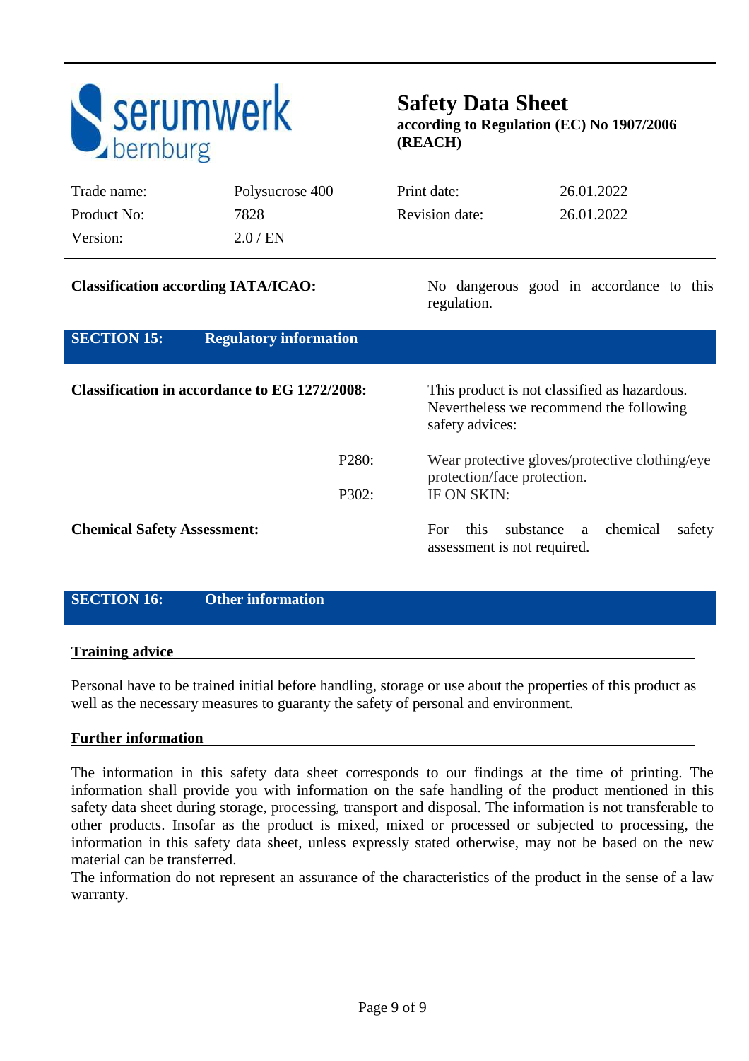| | | | |
|---|---|---|---|
| Trade name: | Polysucrose 400 | Print date: | 26.01.2022 |
| Product No: | 7828 | Revision date: | 26.01.2022 |
| Version: | 2.0 / EN | | |

**Classification according IATA/ICAO:** No dangerous good in accordance to this regulation.

## SECTION 15: Regulatory information

**Classification in accordance to EG 1272/2008:** This product is not classified as hazardous. Nevertheless we recommend the following safety advices:

P280: Wear protective gloves/protective clothing/eye protection/face protection.

P302: IF ON SKIN:

**Chemical Safety Assessment:** For this substance a chemical safety assessment is not required.

## SECTION 16: Other information

### Training advice

Personal have to be trained initial before handling, storage or use about the properties of this product as well as the necessary measures to guaranty the safety of personal and environment.

### Further information

The information in this safety data sheet corresponds to our findings at the time of printing. The information shall provide you with information on the safe handling of the product mentioned in this safety data sheet during storage, processing, transport and disposal. The information is not transferable to other products. Insofar as the product is mixed, mixed or processed or subjected to processing, the information in this safety data sheet, unless expressly stated otherwise, may not be based on the new material can be transferred.
The information do not represent an assurance of the characteristics of the product in the sense of a law warranty.